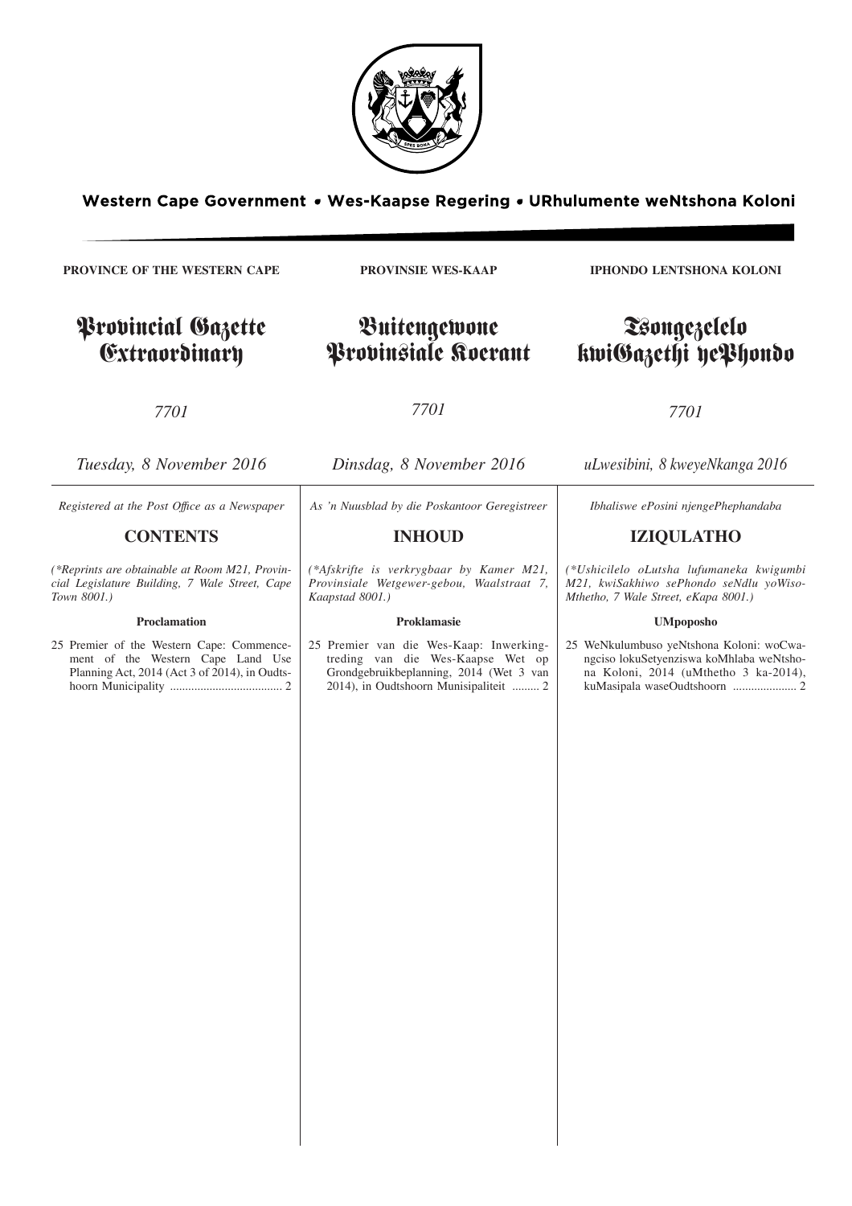**Western Cape Government • Wes-Kaapse Regering • URhulumente weNtshona Koloni**

**PROVINCE OF THE WESTERN CAPE**

# Provincial Gazette Extraordinary

*7701*

*Tuesday, 8 November 2016*

*Registered at the Post Office as a Newspaper*

## CONTENTS

*(\*Reprints are obtainable at Room M21, Provincial Legislature Building, 7 Wale Street, Cape Town 8001.)*

**Proclamation**

25 Premier of the Western Cape: Commencement of the Western Cape Land Use Planning Act, 2014 (Act 3 of 2014), in Oudtshoorn Municipality ..................................... 2

**PROVINSIE WES-KAAP**

# Buitengewone Provinsiale Koerant

*7701*

*Dinsdag, 8 November 2016*

*As 'n Nuusblad by die Poskantoor Geregistreer*

## INHOUD

*(\*Afskrifte is verkrygbaar by Kamer M21, Provinsiale Wetgewer-gebou, Waalstraat 7, Kaapstad 8001.)*

**Proklamasie**

25 Premier van die Wes-Kaap: Inwerkingtreding van die Wes-Kaapse Wet op Grondgebruikbeplanning, 2014 (Wet 3 van 2014), in Oudtshoorn Munisipaliteit ......... 2

**IPHONDO LENTSHONA KOLONI**

# Tsongezelelo kwiGazethi yePhondo

*7701*

*uLwesibini, 8 kweyeNkanga 2016*

*Ibhaliswe ePosini njengePhephandaba*

## IZIQULATHO

*(\*Ushicilelo oLutsha lufumaneka kwigumbi M21, kwiSakhiwo sePhondo seNdlu yoWiso-Mthetho, 7 Wale Street, eKapa 8001.)*

**UMpoposho**

25 WeNkulumbuso yeNtshona Koloni: woCwangciso lokuSetyenziswa koMhlaba weNtshona Koloni, 2014 (uMthetho 3 ka-2014), kuMasipala waseOudtshoorn ..................... 2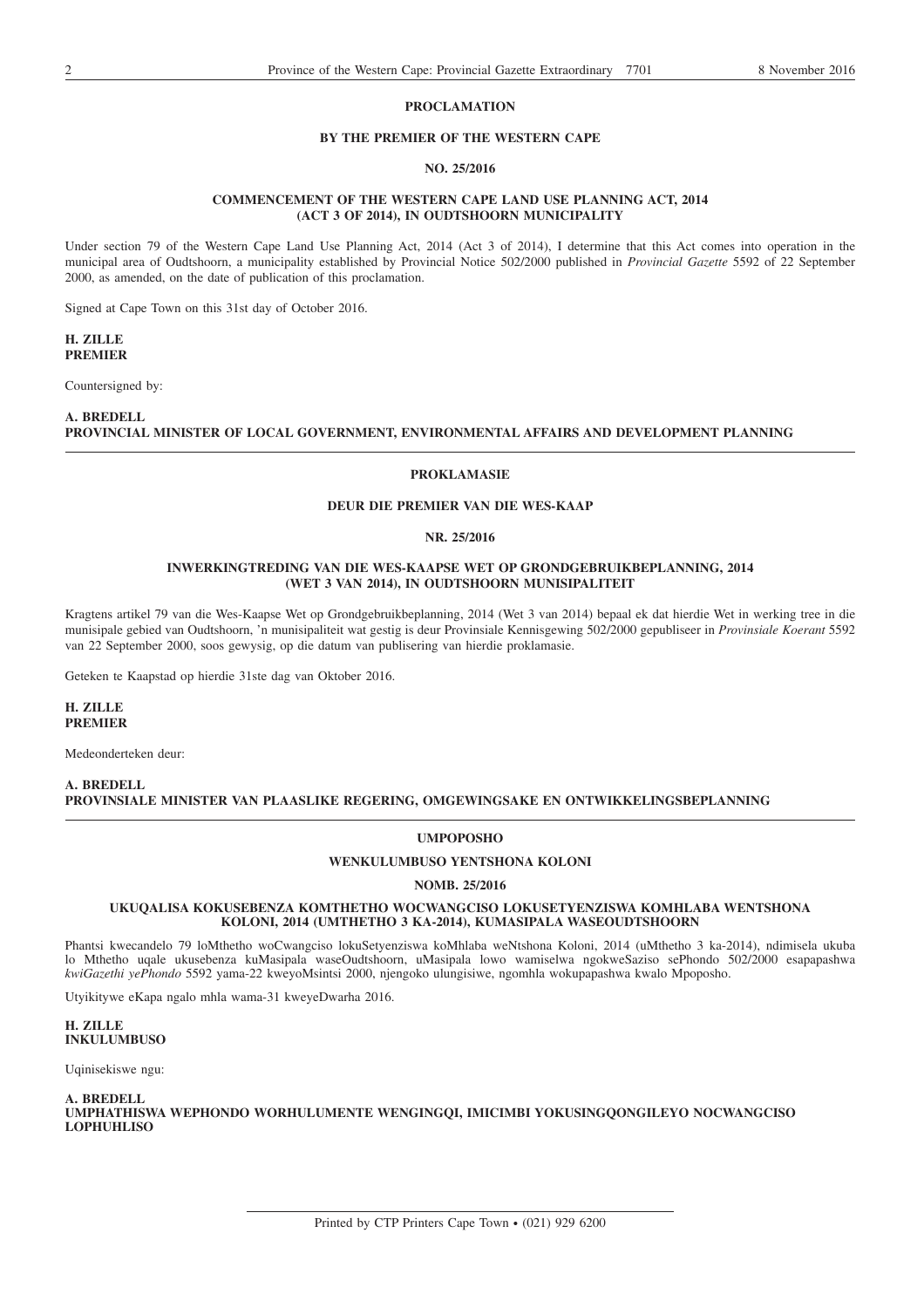## PROCLAMATION

### BY THE PREMIER OF THE WESTERN CAPE

### NO. 25/2016

### COMMENCEMENT OF THE WESTERN CAPE LAND USE PLANNING ACT, 2014 (ACT 3 OF 2014), IN OUDTSHOORN MUNICIPALITY

Under section 79 of the Western Cape Land Use Planning Act, 2014 (Act 3 of 2014), I determine that this Act comes into operation in the municipal area of Oudtshoorn, a municipality established by Provincial Notice 502/2000 published in *Provincial Gazette* 5592 of 22 September 2000, as amended, on the date of publication of this proclamation.

Signed at Cape Town on this 31st day of October 2016.

**H. ZILLE**
**PREMIER**

Countersigned by:

**A. BREDELL**
**PROVINCIAL MINISTER OF LOCAL GOVERNMENT, ENVIRONMENTAL AFFAIRS AND DEVELOPMENT PLANNING**

---

## PROKLAMASIE

### DEUR DIE PREMIER VAN DIE WES-KAAP

### NR. 25/2016

### INWERKINGTREDING VAN DIE WES-KAAPSE WET OP GRONDGEBRUIKBEPLANNING, 2014 (WET 3 VAN 2014), IN OUDTSHOORN MUNISIPALITEIT

Kragtens artikel 79 van die Wes-Kaapse Wet op Grondgebruikbeplanning, 2014 (Wet 3 van 2014) bepaal ek dat hierdie Wet in werking tree in die munisipale gebied van Oudtshoorn, 'n munisipaliteit wat gestig is deur Provinsiale Kennisgewing 502/2000 gepubliseer in *Provinsiale Koerant* 5592 van 22 September 2000, soos gewysig, op die datum van publisering van hierdie proklamasie.

Geteken te Kaapstad op hierdie 31ste dag van Oktober 2016.

**H. ZILLE**
**PREMIER**

Medeonderteken deur:

**A. BREDELL**
**PROVINSIALE MINISTER VAN PLAASLIKE REGERING, OMGEWINGSAKE EN ONTWIKKELINGSBEPLANNING**

---

## UMPOPOSHO

### WENKULUMBUSO YENTSHONA KOLONI

### NOMB. 25/2016

### UKUQALISA KOKUSEBENZA KOMTHETHO WOCWANGCISO LOKUSETYENZISWA KOMHLABA WENTSHONA KOLONI, 2014 (UMTHETHO 3 KA-2014), KUMASIPALA WASEOUDTSHOORN

Phantsi kwecandelo 79 loMthetho woCwangciso lokuSetyenziswa koMhlaba weNtshona Koloni, 2014 (uMthetho 3 ka-2014), ndimisela ukuba lo Mthetho uqale ukusebenza kuMasipala waseOudtshoorn, uMasipala lowo wamiselwa ngokweSaziso sePhondo 502/2000 esapapashwa *kwiGazethi yePhondo* 5592 yama-22 kweyoMsintsi 2000, njengoko ulungisiwe, ngomhla wokupapashwa kwalo Mpoposho.

Utyikitywe eKapa ngalo mhla wama-31 kweyeDwarha 2016.

**H. ZILLE**
**INKULUMBUSO**

Uqinisekiswe ngu:

**A. BREDELL**
**UMPHATHISWA WEPHONDO WORHULUMENTE WENGINGQI, IMICIMBI YOKUSINGQONGILEYO NOCWANGCISO LOPHUHLISO**

---

Printed by CTP Printers Cape Town • (021) 929 6200